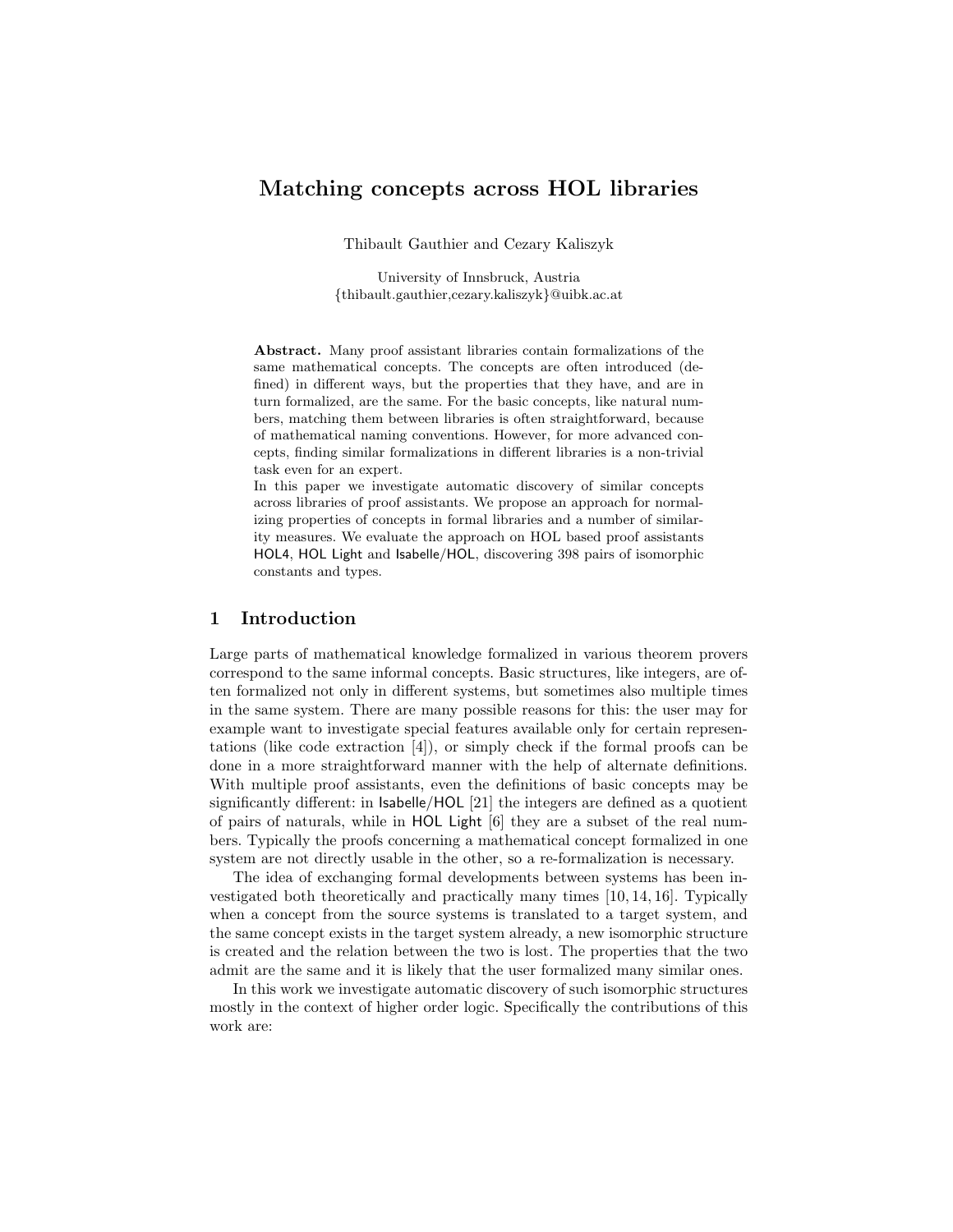# Matching concepts across HOL libraries

Thibault Gauthier and Cezary Kaliszyk

University of Innsbruck, Austria
{thibault.gauthier,cezary.kaliszyk}@uibk.ac.at

**Abstract.** Many proof assistant libraries contain formalizations of the same mathematical concepts. The concepts are often introduced (defined) in different ways, but the properties that they have, and are in turn formalized, are the same. For the basic concepts, like natural numbers, matching them between libraries is often straightforward, because of mathematical naming conventions. However, for more advanced concepts, finding similar formalizations in different libraries is a non-trivial task even for an expert.
In this paper we investigate automatic discovery of similar concepts across libraries of proof assistants. We propose an approach for normalizing properties of concepts in formal libraries and a number of similarity measures. We evaluate the approach on HOL based proof assistants HOL4, HOL Light and Isabelle/HOL, discovering 398 pairs of isomorphic constants and types.

## 1 Introduction

Large parts of mathematical knowledge formalized in various theorem provers correspond to the same informal concepts. Basic structures, like integers, are often formalized not only in different systems, but sometimes also multiple times in the same system. There are many possible reasons for this: the user may for example want to investigate special features available only for certain representations (like code extraction [4]), or simply check if the formal proofs can be done in a more straightforward manner with the help of alternate definitions. With multiple proof assistants, even the definitions of basic concepts may be significantly different: in Isabelle/HOL [21] the integers are defined as a quotient of pairs of naturals, while in HOL Light [6] they are a subset of the real numbers. Typically the proofs concerning a mathematical concept formalized in one system are not directly usable in the other, so a re-formalization is necessary.

The idea of exchanging formal developments between systems has been investigated both theoretically and practically many times [10, 14, 16]. Typically when a concept from the source systems is translated to a target system, and the same concept exists in the target system already, a new isomorphic structure is created and the relation between the two is lost. The properties that the two admit are the same and it is likely that the user formalized many similar ones.

In this work we investigate automatic discovery of such isomorphic structures mostly in the context of higher order logic. Specifically the contributions of this work are: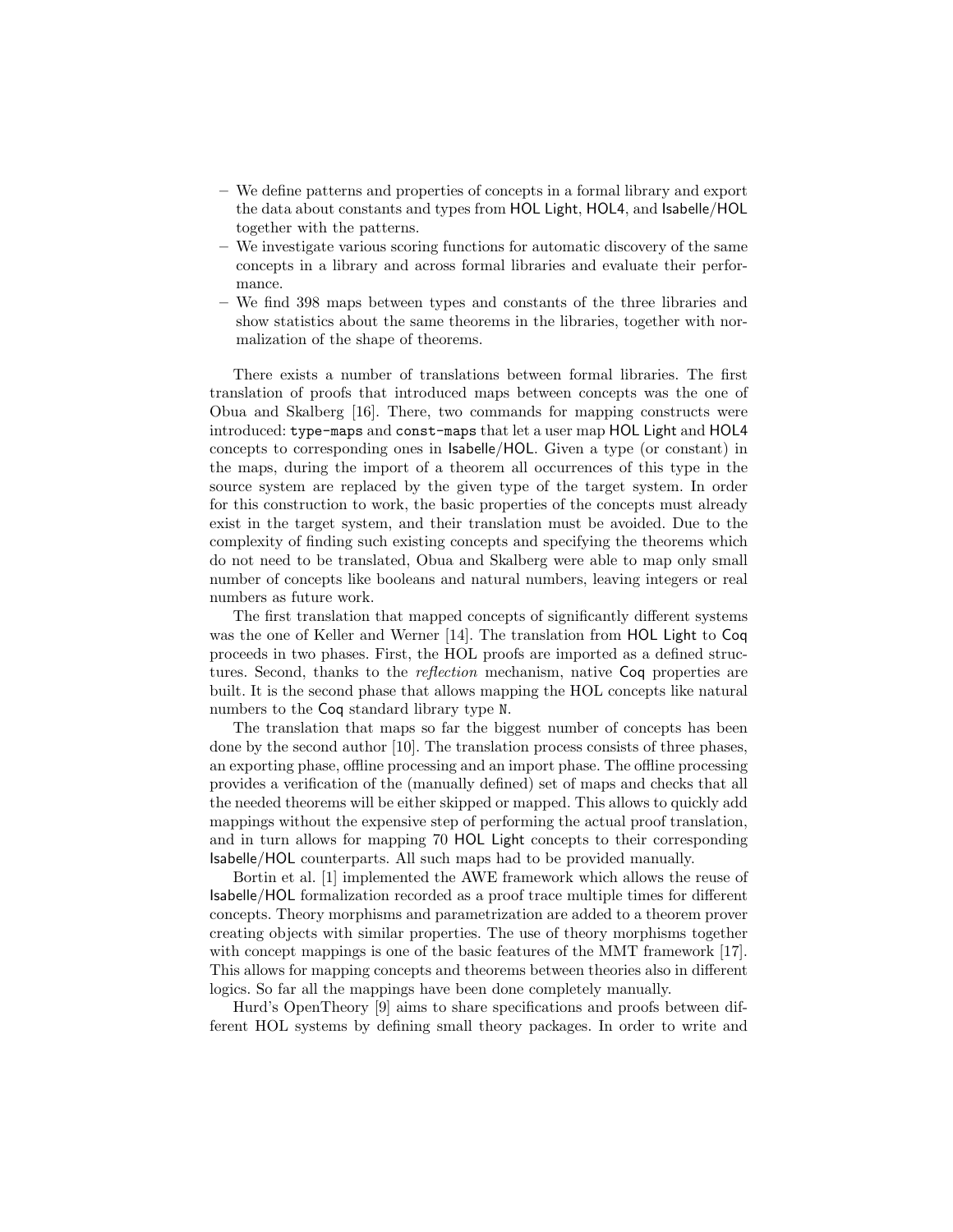- We define patterns and properties of concepts in a formal library and export the data about constants and types from HOL Light, HOL4, and Isabelle/HOL together with the patterns.
- We investigate various scoring functions for automatic discovery of the same concepts in a library and across formal libraries and evaluate their performance.
- We find 398 maps between types and constants of the three libraries and show statistics about the same theorems in the libraries, together with normalization of the shape of theorems.

There exists a number of translations between formal libraries. The first translation of proofs that introduced maps between concepts was the one of Obua and Skalberg [16]. There, two commands for mapping constructs were introduced: `type-maps` and `const-maps` that let a user map HOL Light and HOL4 concepts to corresponding ones in Isabelle/HOL. Given a type (or constant) in the maps, during the import of a theorem all occurrences of this type in the source system are replaced by the given type of the target system. In order for this construction to work, the basic properties of the concepts must already exist in the target system, and their translation must be avoided. Due to the complexity of finding such existing concepts and specifying the theorems which do not need to be translated, Obua and Skalberg were able to map only small number of concepts like booleans and natural numbers, leaving integers or real numbers as future work.

The first translation that mapped concepts of significantly different systems was the one of Keller and Werner [14]. The translation from HOL Light to Coq proceeds in two phases. First, the HOL proofs are imported as a defined structures. Second, thanks to the *reflection* mechanism, native Coq properties are built. It is the second phase that allows mapping the HOL concepts like natural numbers to the Coq standard library type `N`.

The translation that maps so far the biggest number of concepts has been done by the second author [10]. The translation process consists of three phases, an exporting phase, offline processing and an import phase. The offline processing provides a verification of the (manually defined) set of maps and checks that all the needed theorems will be either skipped or mapped. This allows to quickly add mappings without the expensive step of performing the actual proof translation, and in turn allows for mapping 70 HOL Light concepts to their corresponding Isabelle/HOL counterparts. All such maps had to be provided manually.

Bortin et al. [1] implemented the AWE framework which allows the reuse of Isabelle/HOL formalization recorded as a proof trace multiple times for different concepts. Theory morphisms and parametrization are added to a theorem prover creating objects with similar properties. The use of theory morphisms together with concept mappings is one of the basic features of the MMT framework [17]. This allows for mapping concepts and theorems between theories also in different logics. So far all the mappings have been done completely manually.

Hurd's OpenTheory [9] aims to share specifications and proofs between different HOL systems by defining small theory packages. In order to write and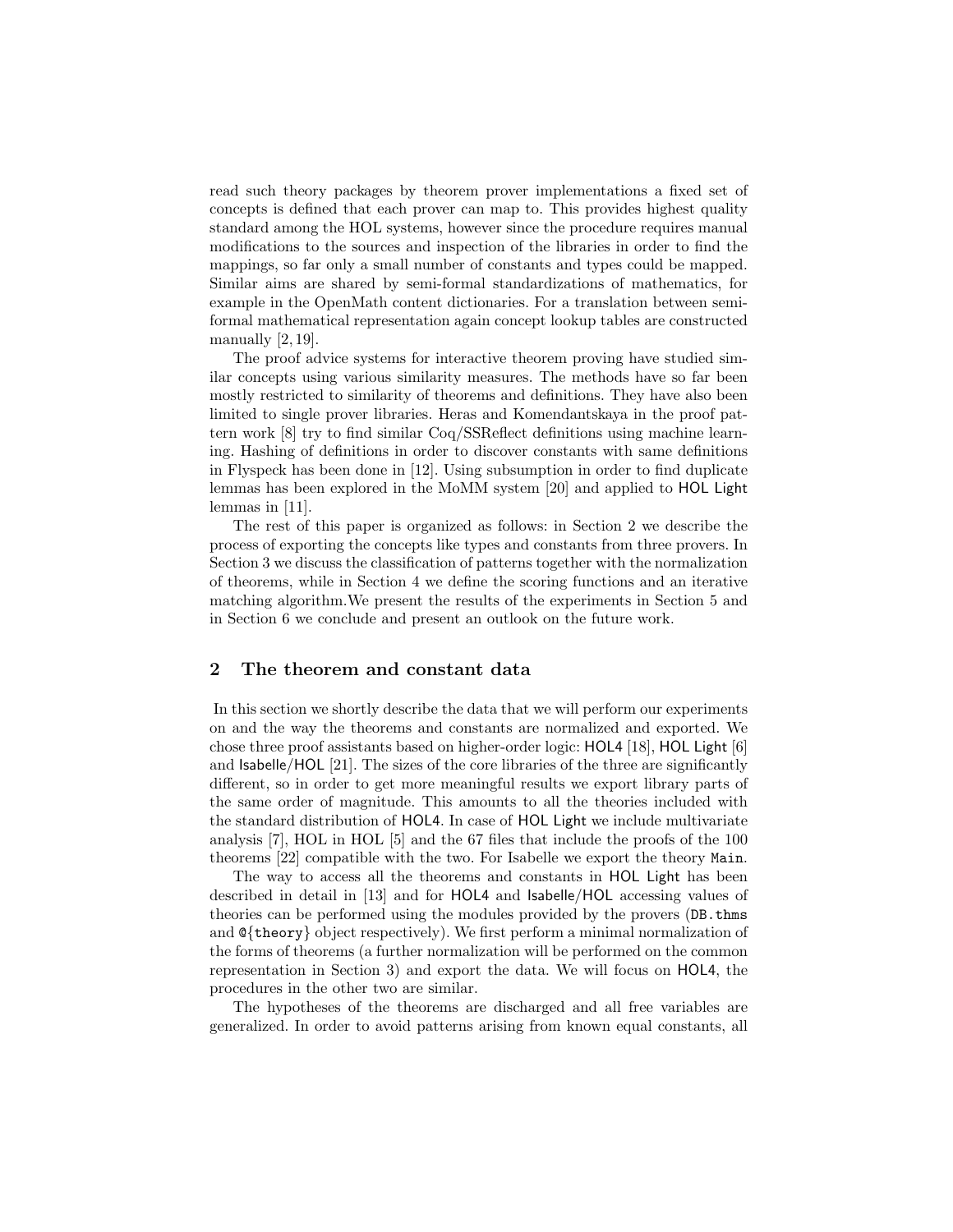read such theory packages by theorem prover implementations a fixed set of concepts is defined that each prover can map to. This provides highest quality standard among the HOL systems, however since the procedure requires manual modifications to the sources and inspection of the libraries in order to find the mappings, so far only a small number of constants and types could be mapped. Similar aims are shared by semi-formal standardizations of mathematics, for example in the OpenMath content dictionaries. For a translation between semi-formal mathematical representation again concept lookup tables are constructed manually [2, 19].

The proof advice systems for interactive theorem proving have studied similar concepts using various similarity measures. The methods have so far been mostly restricted to similarity of theorems and definitions. They have also been limited to single prover libraries. Heras and Komendantskaya in the proof pattern work [8] try to find similar Coq/SSReflect definitions using machine learning. Hashing of definitions in order to discover constants with same definitions in Flyspeck has been done in [12]. Using subsumption in order to find duplicate lemmas has been explored in the MoMM system [20] and applied to HOL Light lemmas in [11].

The rest of this paper is organized as follows: in Section 2 we describe the process of exporting the concepts like types and constants from three provers. In Section 3 we discuss the classification of patterns together with the normalization of theorems, while in Section 4 we define the scoring functions and an iterative matching algorithm.We present the results of the experiments in Section 5 and in Section 6 we conclude and present an outlook on the future work.

## 2 The theorem and constant data

In this section we shortly describe the data that we will perform our experiments on and the way the theorems and constants are normalized and exported. We chose three proof assistants based on higher-order logic: HOL4 [18], HOL Light [6] and Isabelle/HOL [21]. The sizes of the core libraries of the three are significantly different, so in order to get more meaningful results we export library parts of the same order of magnitude. This amounts to all the theories included with the standard distribution of HOL4. In case of HOL Light we include multivariate analysis [7], HOL in HOL [5] and the 67 files that include the proofs of the 100 theorems [22] compatible with the two. For Isabelle we export the theory `Main`.

The way to access all the theorems and constants in HOL Light has been described in detail in [13] and for HOL4 and Isabelle/HOL accessing values of theories can be performed using the modules provided by the provers (`DB.thms` and `@{theory}` object respectively). We first perform a minimal normalization of the forms of theorems (a further normalization will be performed on the common representation in Section 3) and export the data. We will focus on HOL4, the procedures in the other two are similar.

The hypotheses of the theorems are discharged and all free variables are generalized. In order to avoid patterns arising from known equal constants, all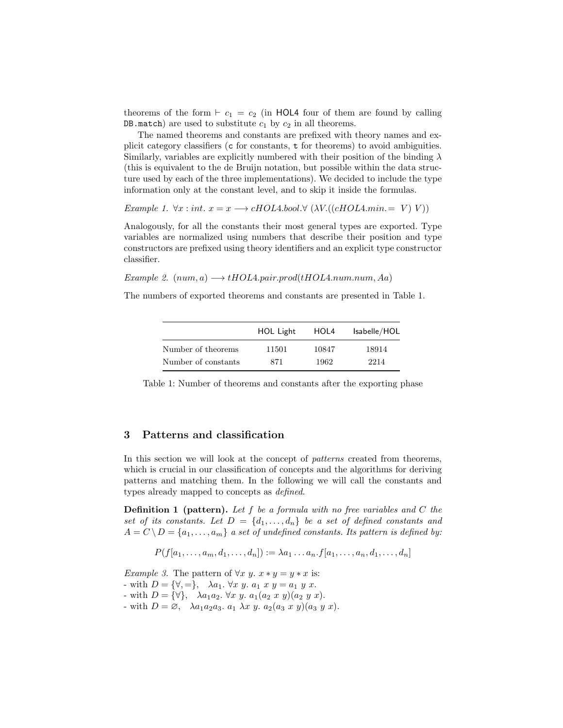theorems of the form $\vdash c_1 = c_2$ (in HOL4 four of them are found by calling `DB.match`) are used to substitute $c_1$ by $c_2$ in all theorems.

The named theorems and constants are prefixed with theory names and explicit category classifiers (`c` for constants, `t` for theorems) to avoid ambiguities. Similarly, variables are explicitly numbered with their position of the binding $\lambda$ (this is equivalent to the de Bruijn notation, but possible within the data structure used by each of the three implementations). We decided to include the type information only at the constant level, and to skip it inside the formulas.

*Example 1.* $\forall x : int.\ x = x \longrightarrow cHOL4.bool.\forall\ (\lambda V.((cHOL4.min.=\ V)\ V))$

Analogously, for all the constants their most general types are exported. Type variables are normalized using numbers that describe their position and type constructors are prefixed using theory identifiers and an explicit type constructor classifier.

*Example 2.* $(num, a) \longrightarrow tHOL4.pair.prod(tHOL4.num.num, Aa)$

The numbers of exported theorems and constants are presented in Table 1.

| | HOL Light | HOL4 | Isabelle/HOL |
|---|---|---|---|
| Number of theorems | 11501 | 10847 | 18914 |
| Number of constants | 871 | 1962 | 2214 |

Table 1: Number of theorems and constants after the exporting phase

## 3 Patterns and classification

In this section we will look at the concept of *patterns* created from theorems, which is crucial in our classification of concepts and the algorithms for deriving patterns and matching them. In the following we will call the constants and types already mapped to concepts as *defined*.

**Definition 1 (pattern).** *Let $f$ be a formula with no free variables and $C$ the set of its constants. Let $D = \{d_1, \ldots, d_n\}$ be a set of defined constants and $A = C \setminus D = \{a_1, \ldots, a_m\}$ a set of undefined constants. Its pattern is defined by:*

$$P(f[a_1, \ldots, a_m, d_1, \ldots, d_n]) := \lambda a_1 \ldots a_n.f[a_1, \ldots, a_n, d_1, \ldots, d_n]$$

*Example 3.* The pattern of $\forall x\ y.\ x * y = y * x$ is:
- with $D = \{\forall, =\}$, $\lambda a_1.\ \forall x\ y.\ a_1\ x\ y = a_1\ y\ x.$
- with $D = \{\forall\}$, $\lambda a_1 a_2.\ \forall x\ y.\ a_1(a_2\ x\ y)(a_2\ y\ x).$
- with $D = \varnothing$, $\lambda a_1 a_2 a_3.\ a_1\ \lambda x\ y.\ a_2(a_3\ x\ y)(a_3\ y\ x).$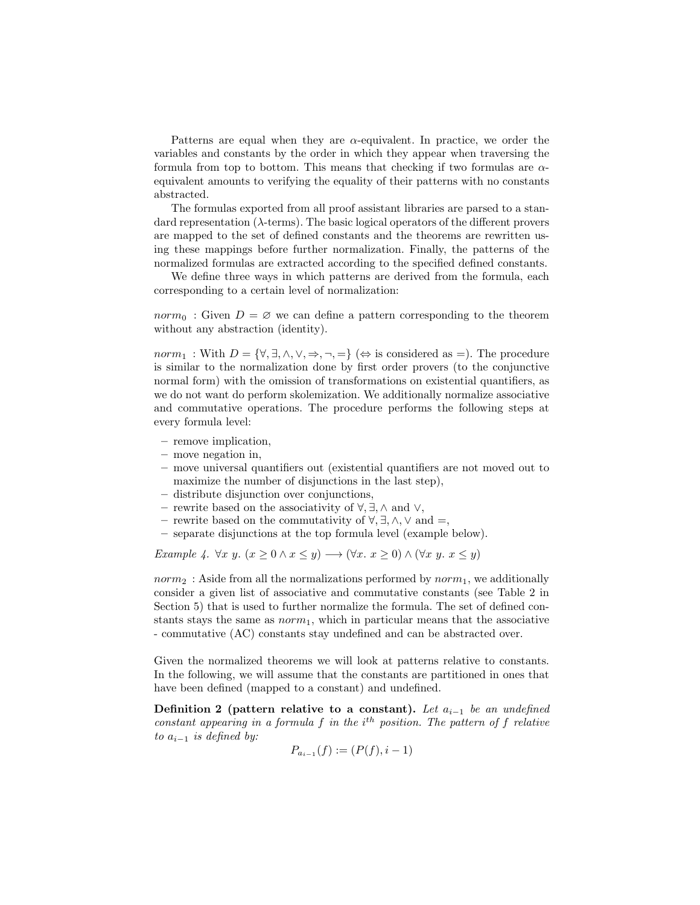Patterns are equal when they are $\alpha$-equivalent. In practice, we order the variables and constants by the order in which they appear when traversing the formula from top to bottom. This means that checking if two formulas are $\alpha$-equivalent amounts to verifying the equality of their patterns with no constants abstracted.

The formulas exported from all proof assistant libraries are parsed to a standard representation ($\lambda$-terms). The basic logical operators of the different provers are mapped to the set of defined constants and the theorems are rewritten using these mappings before further normalization. Finally, the patterns of the normalized formulas are extracted according to the specified defined constants.

We define three ways in which patterns are derived from the formula, each corresponding to a certain level of normalization:

$norm_0$ : Given $D = \varnothing$ we can define a pattern corresponding to the theorem without any abstraction (identity).

$norm_1$ : With $D = \{\forall, \exists, \wedge, \vee, \Rightarrow, \neg, =\}$ ($\Leftrightarrow$ is considered as $=$). The procedure is similar to the normalization done by first order provers (to the conjunctive normal form) with the omission of transformations on existential quantifiers, as we do not want do perform skolemization. We additionally normalize associative and commutative operations. The procedure performs the following steps at every formula level:

- remove implication,
- move negation in,
- move universal quantifiers out (existential quantifiers are not moved out to maximize the number of disjunctions in the last step),
- distribute disjunction over conjunctions,
- rewrite based on the associativity of $\forall, \exists, \wedge$ and $\vee$,
- rewrite based on the commutativity of $\forall, \exists, \wedge, \vee$ and $=$,
- separate disjunctions at the top formula level (example below).

*Example 4.* $\forall x\ y.\ (x \geq 0 \wedge x \leq y) \longrightarrow (\forall x.\ x \geq 0) \wedge (\forall x\ y.\ x \leq y)$

$norm_2$ : Aside from all the normalizations performed by $norm_1$, we additionally consider a given list of associative and commutative constants (see Table 2 in Section 5) that is used to further normalize the formula. The set of defined constants stays the same as $norm_1$, which in particular means that the associative - commutative (AC) constants stay undefined and can be abstracted over.

Given the normalized theorems we will look at patterns relative to constants. In the following, we will assume that the constants are partitioned in ones that have been defined (mapped to a constant) and undefined.

**Definition 2 (pattern relative to a constant).** *Let $a_{i-1}$ be an undefined constant appearing in a formula $f$ in the $i^{th}$ position. The pattern of $f$ relative to $a_{i-1}$ is defined by:*

$$P_{a_{i-1}}(f) := (P(f), i-1)$$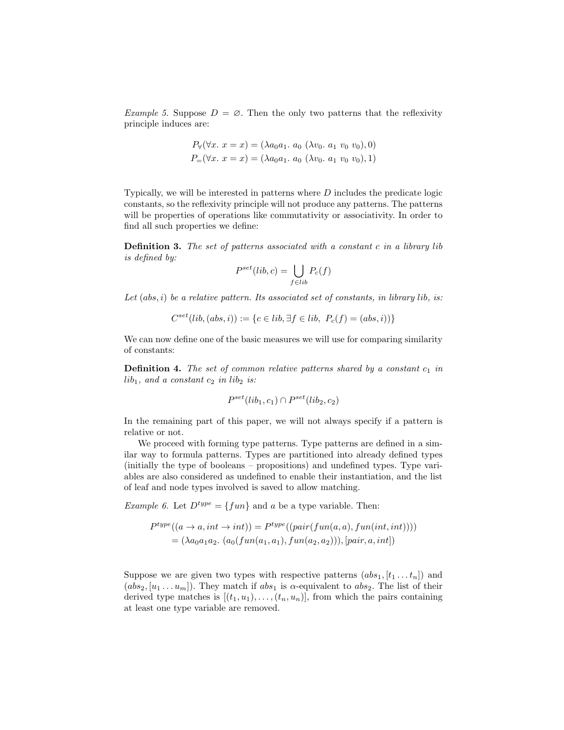*Example 5.* Suppose $D = \varnothing$. Then the only two patterns that the reflexivity principle induces are:

$$P_\forall(\forall x.\ x = x) = (\lambda a_0 a_1.\ a_0\ (\lambda v_0.\ a_1\ v_0\ v_0), 0)$$
$$P_=(\forall x.\ x = x) = (\lambda a_0 a_1.\ a_0\ (\lambda v_0.\ a_1\ v_0\ v_0), 1)$$

Typically, we will be interested in patterns where $D$ includes the predicate logic constants, so the reflexivity principle will not produce any patterns. The patterns will be properties of operations like commutativity or associativity. In order to find all such properties we define:

**Definition 3.** *The set of patterns associated with a constant $c$ in a library lib is defined by:*

$$P^{set}(lib, c) = \bigcup_{f \in lib} P_c(f)$$

*Let $(abs, i)$ be a relative pattern. Its associated set of constants, in library lib, is:*

$$C^{set}(lib, (abs, i)) := \{c \in lib, \exists f \in lib,\ P_c(f) = (abs, i))\}$$

We can now define one of the basic measures we will use for comparing similarity of constants:

**Definition 4.** *The set of common relative patterns shared by a constant $c_1$ in $lib_1$, and a constant $c_2$ in $lib_2$ is:*

$$P^{set}(lib_1, c_1) \cap P^{set}(lib_2, c_2)$$

In the remaining part of this paper, we will not always specify if a pattern is relative or not.

We proceed with forming type patterns. Type patterns are defined in a similar way to formula patterns. Types are partitioned into already defined types (initially the type of booleans – propositions) and undefined types. Type variables are also considered as undefined to enable their instantiation, and the list of leaf and node types involved is saved to allow matching.

*Example 6.* Let $D^{type} = \{fun\}$ and $a$ be a type variable. Then:

$$P^{type}((a \to a, int \to int)) = P^{type}((pair(fun(a, a), fun(int, int))))$$
$$= (\lambda a_0 a_1 a_2.\ (a_0(fun(a_1, a_1), fun(a_2, a_2))), [pair, a, int])$$

Suppose we are given two types with respective patterns $(abs_1, [t_1 \dots t_n])$ and $(abs_2, [u_1 \dots u_m])$. They match if $abs_1$ is $\alpha$-equivalent to $abs_2$. The list of their derived type matches is $[(t_1, u_1), \dots, (t_n, u_n)]$, from which the pairs containing at least one type variable are removed.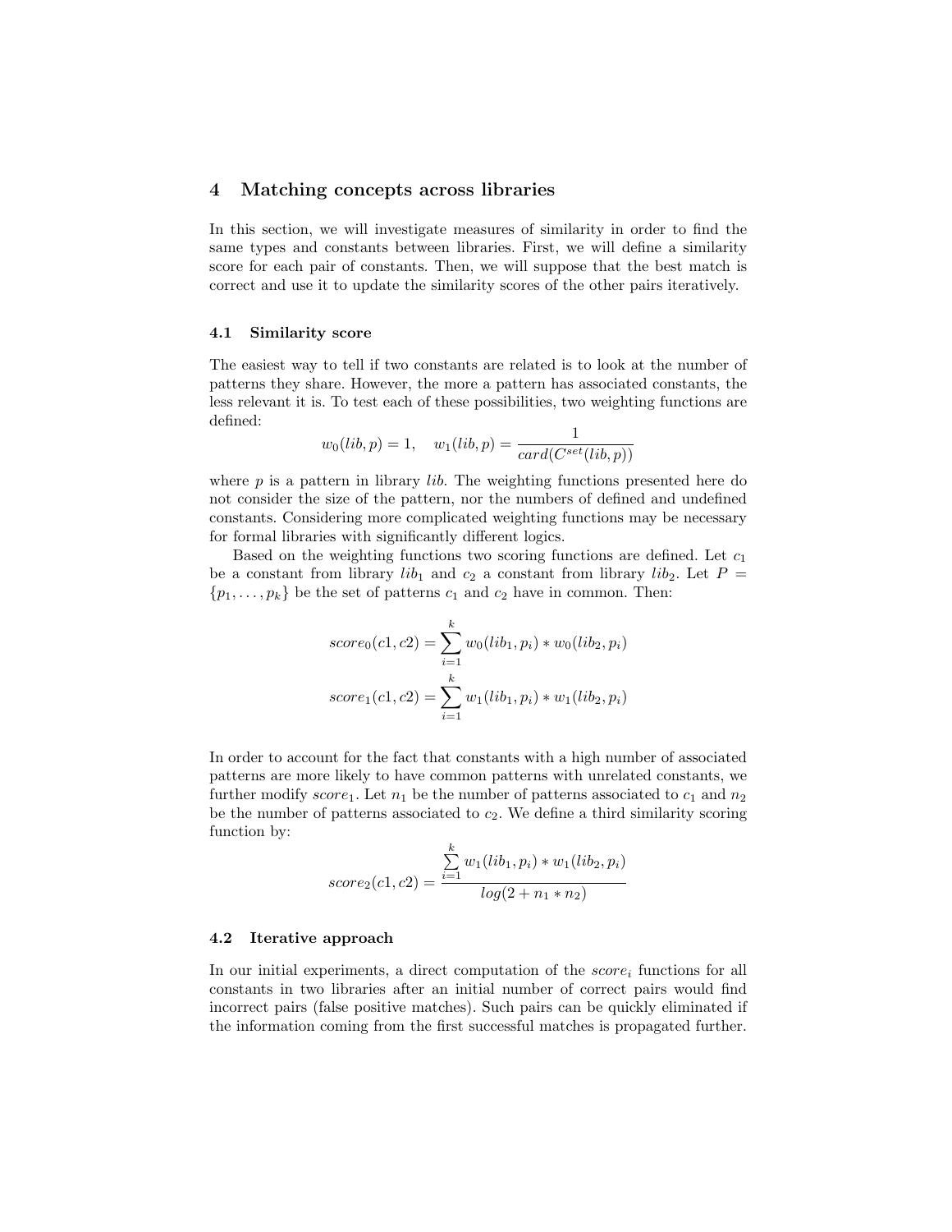## 4 Matching concepts across libraries

In this section, we will investigate measures of similarity in order to find the same types and constants between libraries. First, we will define a similarity score for each pair of constants. Then, we will suppose that the best match is correct and use it to update the similarity scores of the other pairs iteratively.

### 4.1 Similarity score

The easiest way to tell if two constants are related is to look at the number of patterns they share. However, the more a pattern has associated constants, the less relevant it is. To test each of these possibilities, two weighting functions are defined:

$$w_0(lib, p) = 1, \quad w_1(lib, p) = \frac{1}{card(C^{set}(lib, p))}$$

where $p$ is a pattern in library $lib$. The weighting functions presented here do not consider the size of the pattern, nor the numbers of defined and undefined constants. Considering more complicated weighting functions may be necessary for formal libraries with significantly different logics.

Based on the weighting functions two scoring functions are defined. Let $c_1$ be a constant from library $lib_1$ and $c_2$ a constant from library $lib_2$. Let $P = \{p_1, \ldots, p_k\}$ be the set of patterns $c_1$ and $c_2$ have in common. Then:

$$score_0(c1, c2) = \sum_{i=1}^{k} w_0(lib_1, p_i) * w_0(lib_2, p_i)$$

$$score_1(c1, c2) = \sum_{i=1}^{k} w_1(lib_1, p_i) * w_1(lib_2, p_i)$$

In order to account for the fact that constants with a high number of associated patterns are more likely to have common patterns with unrelated constants, we further modify $score_1$. Let $n_1$ be the number of patterns associated to $c_1$ and $n_2$ be the number of patterns associated to $c_2$. We define a third similarity scoring function by:

$$score_2(c1, c2) = \frac{\sum_{i=1}^{k} w_1(lib_1, p_i) * w_1(lib_2, p_i)}{log(2 + n_1 * n_2)}$$

### 4.2 Iterative approach

In our initial experiments, a direct computation of the $score_i$ functions for all constants in two libraries after an initial number of correct pairs would find incorrect pairs (false positive matches). Such pairs can be quickly eliminated if the information coming from the first successful matches is propagated further.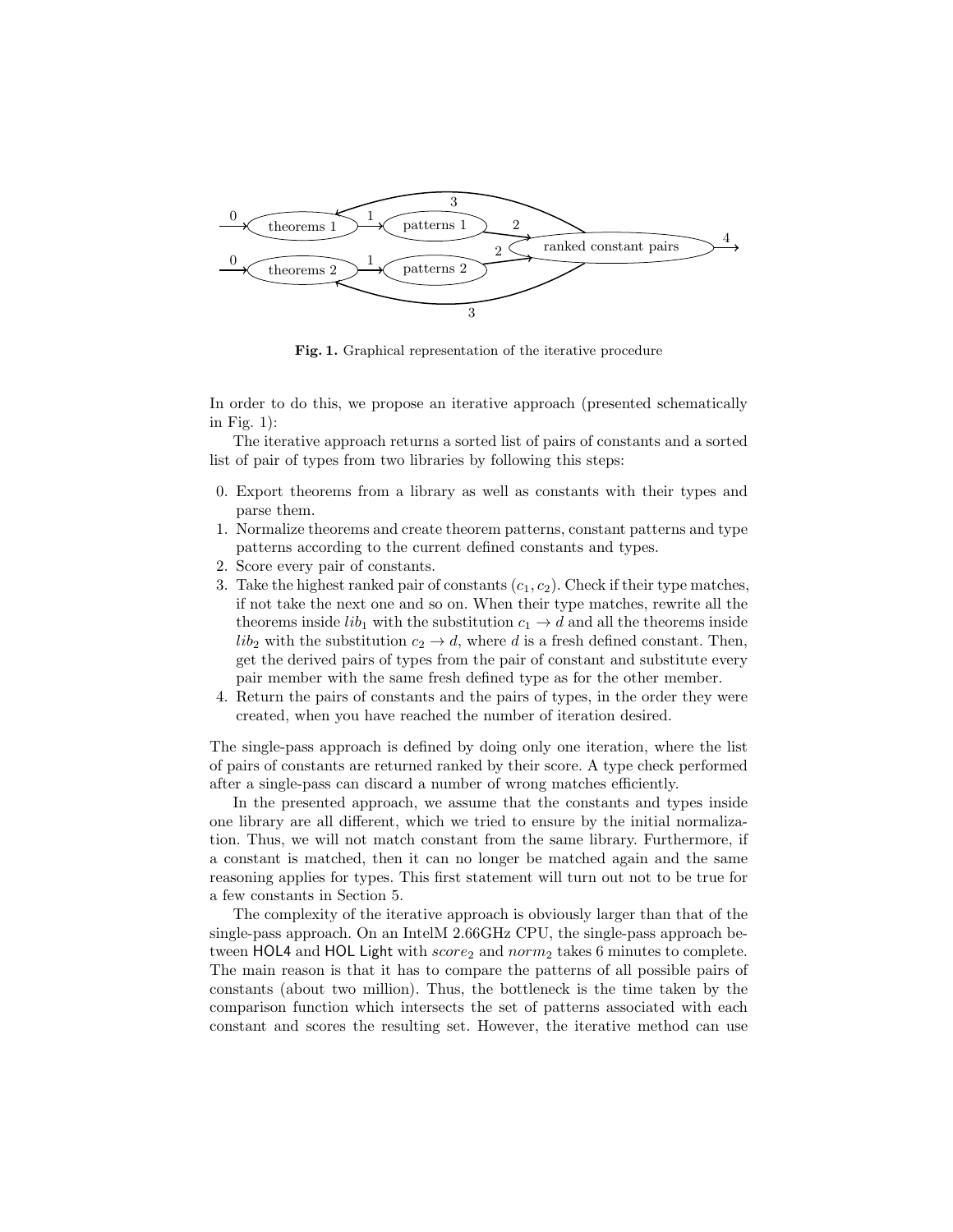**Fig. 1.** Graphical representation of the iterative procedure

In order to do this, we propose an iterative approach (presented schematically in Fig. 1):

The iterative approach returns a sorted list of pairs of constants and a sorted list of pair of types from two libraries by following this steps:

0. Export theorems from a library as well as constants with their types and parse them.
1. Normalize theorems and create theorem patterns, constant patterns and type patterns according to the current defined constants and types.
2. Score every pair of constants.
3. Take the highest ranked pair of constants $(c_1, c_2)$. Check if their type matches, if not take the next one and so on. When their type matches, rewrite all the theorems inside $lib_1$ with the substitution $c_1 \rightarrow d$ and all the theorems inside $lib_2$ with the substitution $c_2 \rightarrow d$, where $d$ is a fresh defined constant. Then, get the derived pairs of types from the pair of constant and substitute every pair member with the same fresh defined type as for the other member.
4. Return the pairs of constants and the pairs of types, in the order they were created, when you have reached the number of iteration desired.

The single-pass approach is defined by doing only one iteration, where the list of pairs of constants are returned ranked by their score. A type check performed after a single-pass can discard a number of wrong matches efficiently.

In the presented approach, we assume that the constants and types inside one library are all different, which we tried to ensure by the initial normalization. Thus, we will not match constant from the same library. Furthermore, if a constant is matched, then it can no longer be matched again and the same reasoning applies for types. This first statement will turn out not to be true for a few constants in Section 5.

The complexity of the iterative approach is obviously larger than that of the single-pass approach. On an IntelM 2.66GHz CPU, the single-pass approach between HOL4 and HOL Light with $score_2$ and $norm_2$ takes 6 minutes to complete. The main reason is that it has to compare the patterns of all possible pairs of constants (about two million). Thus, the bottleneck is the time taken by the comparison function which intersects the set of patterns associated with each constant and scores the resulting set. However, the iterative method can use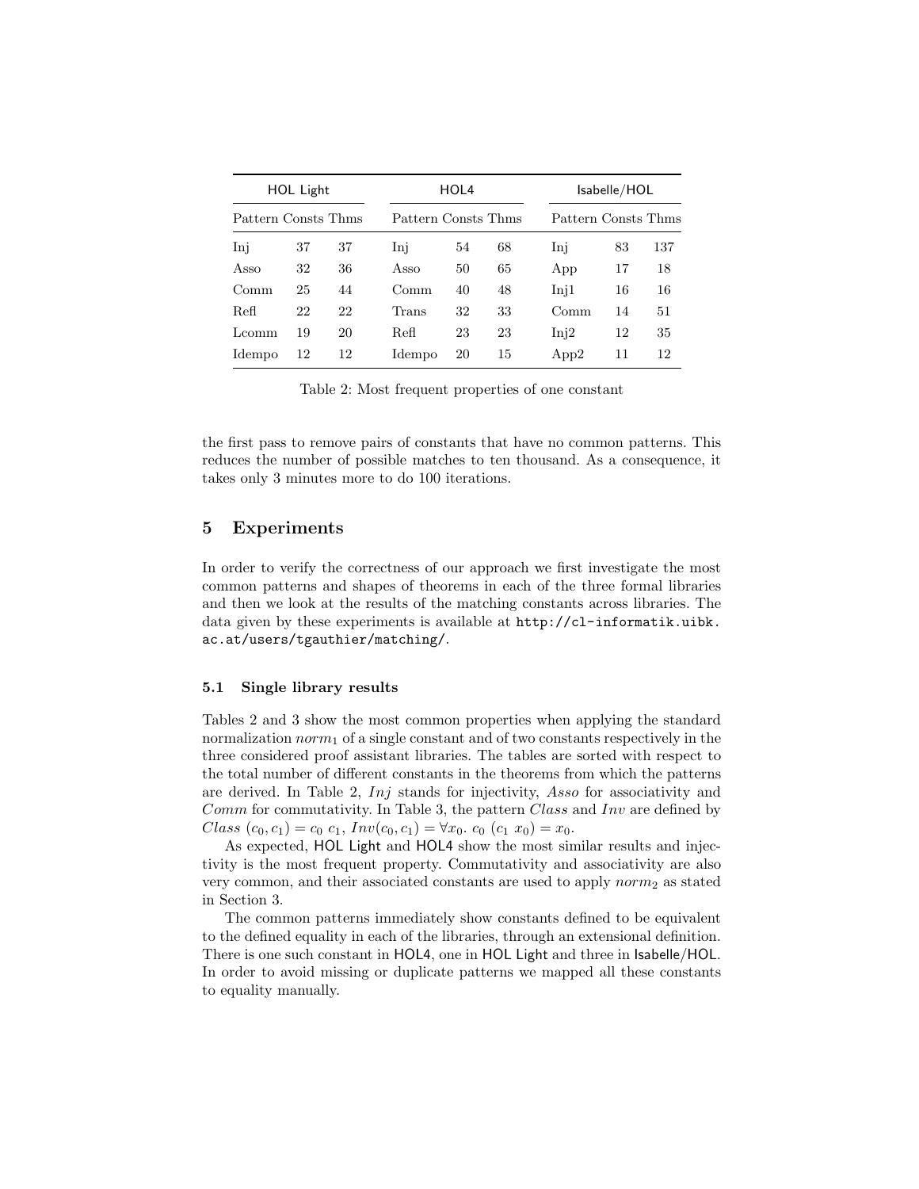| HOL Light | | | HOL4 | | | Isabelle/HOL | | |
|---|---|---|---|---|---|---|---|---|
| Pattern | Consts | Thms | Pattern | Consts | Thms | Pattern | Consts | Thms |
| Inj | 37 | 37 | Inj | 54 | 68 | Inj | 83 | 137 |
| Asso | 32 | 36 | Asso | 50 | 65 | App | 17 | 18 |
| Comm | 25 | 44 | Comm | 40 | 48 | Inj1 | 16 | 16 |
| Refl | 22 | 22 | Trans | 32 | 33 | Comm | 14 | 51 |
| Lcomm | 19 | 20 | Refl | 23 | 23 | Inj2 | 12 | 35 |
| Idempo | 12 | 12 | Idempo | 20 | 15 | App2 | 11 | 12 |

Table 2: Most frequent properties of one constant

the first pass to remove pairs of constants that have no common patterns. This reduces the number of possible matches to ten thousand. As a consequence, it takes only 3 minutes more to do 100 iterations.

## 5 Experiments

In order to verify the correctness of our approach we first investigate the most common patterns and shapes of theorems in each of the three formal libraries and then we look at the results of the matching constants across libraries. The data given by these experiments is available at `http://cl-informatik.uibk.ac.at/users/tgauthier/matching/`.

### 5.1 Single library results

Tables 2 and 3 show the most common properties when applying the standard normalization $norm_1$ of a single constant and of two constants respectively in the three considered proof assistant libraries. The tables are sorted with respect to the total number of different constants in the theorems from which the patterns are derived. In Table 2, *Inj* stands for injectivity, *Asso* for associativity and *Comm* for commutativity. In Table 3, the pattern *Class* and *Inv* are defined by $Class\ (c_0, c_1) = c_0\ c_1$, $Inv(c_0, c_1) = \forall x_0.\ c_0\ (c_1\ x_0) = x_0$.

As expected, HOL Light and HOL4 show the most similar results and injectivity is the most frequent property. Commutativity and associativity are also very common, and their associated constants are used to apply $norm_2$ as stated in Section 3.

The common patterns immediately show constants defined to be equivalent to the defined equality in each of the libraries, through an extensional definition. There is one such constant in HOL4, one in HOL Light and three in Isabelle/HOL. In order to avoid missing or duplicate patterns we mapped all these constants to equality manually.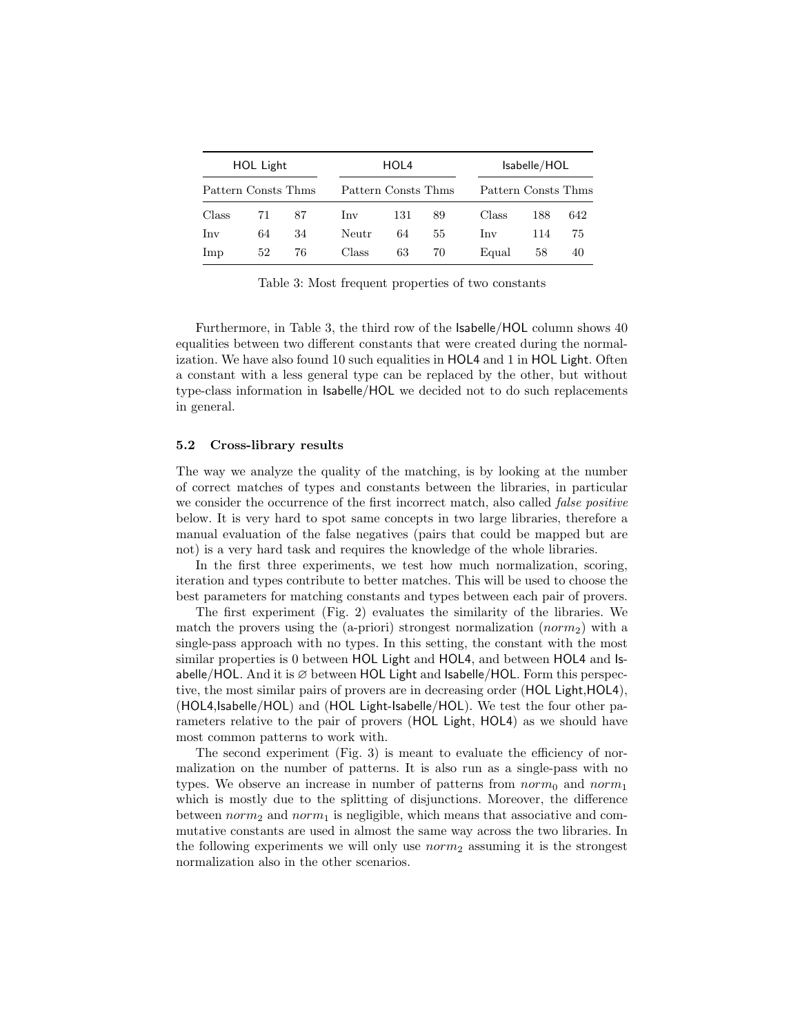| HOL Light | | | HOL4 | | | Isabelle/HOL | | |
|---|---|---|---|---|---|---|---|---|
| Pattern | Consts | Thms | Pattern | Consts | Thms | Pattern | Consts | Thms |
| Class | 71 | 87 | Inv | 131 | 89 | Class | 188 | 642 |
| Inv | 64 | 34 | Neutr | 64 | 55 | Inv | 114 | 75 |
| Imp | 52 | 76 | Class | 63 | 70 | Equal | 58 | 40 |

Table 3: Most frequent properties of two constants

Furthermore, in Table 3, the third row of the Isabelle/HOL column shows 40 equalities between two different constants that were created during the normalization. We have also found 10 such equalities in HOL4 and 1 in HOL Light. Often a constant with a less general type can be replaced by the other, but without type-class information in Isabelle/HOL we decided not to do such replacements in general.

### 5.2 Cross-library results

The way we analyze the quality of the matching, is by looking at the number of correct matches of types and constants between the libraries, in particular we consider the occurrence of the first incorrect match, also called *false positive* below. It is very hard to spot same concepts in two large libraries, therefore a manual evaluation of the false negatives (pairs that could be mapped but are not) is a very hard task and requires the knowledge of the whole libraries.

In the first three experiments, we test how much normalization, scoring, iteration and types contribute to better matches. This will be used to choose the best parameters for matching constants and types between each pair of provers.

The first experiment (Fig. 2) evaluates the similarity of the libraries. We match the provers using the (a-priori) strongest normalization ($norm_2$) with a single-pass approach with no types. In this setting, the constant with the most similar properties is 0 between HOL Light and HOL4, and between HOL4 and Isabelle/HOL. And it is $\varnothing$ between HOL Light and Isabelle/HOL. Form this perspective, the most similar pairs of provers are in decreasing order (HOL Light,HOL4), (HOL4,Isabelle/HOL) and (HOL Light-Isabelle/HOL). We test the four other parameters relative to the pair of provers (HOL Light, HOL4) as we should have most common patterns to work with.

The second experiment (Fig. 3) is meant to evaluate the efficiency of normalization on the number of patterns. It is also run as a single-pass with no types. We observe an increase in number of patterns from $norm_0$ and $norm_1$ which is mostly due to the splitting of disjunctions. Moreover, the difference between $norm_2$ and $norm_1$ is negligible, which means that associative and commutative constants are used in almost the same way across the two libraries. In the following experiments we will only use $norm_2$ assuming it is the strongest normalization also in the other scenarios.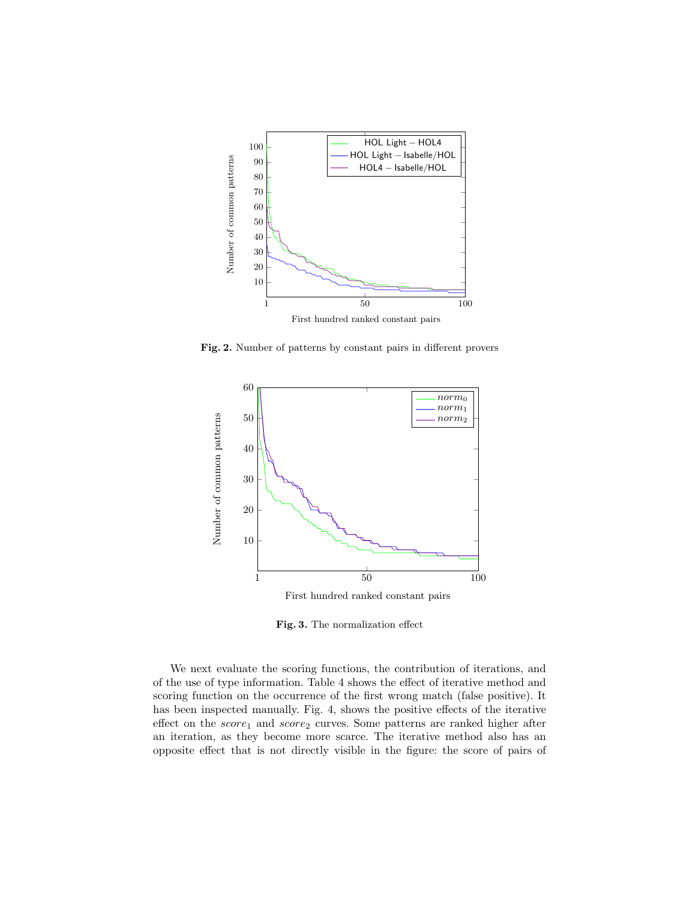**Fig. 2.** Number of patterns by constant pairs in different provers

**Fig. 3.** The normalization effect

We next evaluate the scoring functions, the contribution of iterations, and of the use of type information. Table 4 shows the effect of iterative method and scoring function on the occurrence of the first wrong match (false positive). It has been inspected manually. Fig. 4, shows the positive effects of the iterative effect on the $score_1$ and $score_2$ curves. Some patterns are ranked higher after an iteration, as they become more scarce. The iterative method also has an opposite effect that is not directly visible in the figure: the score of pairs of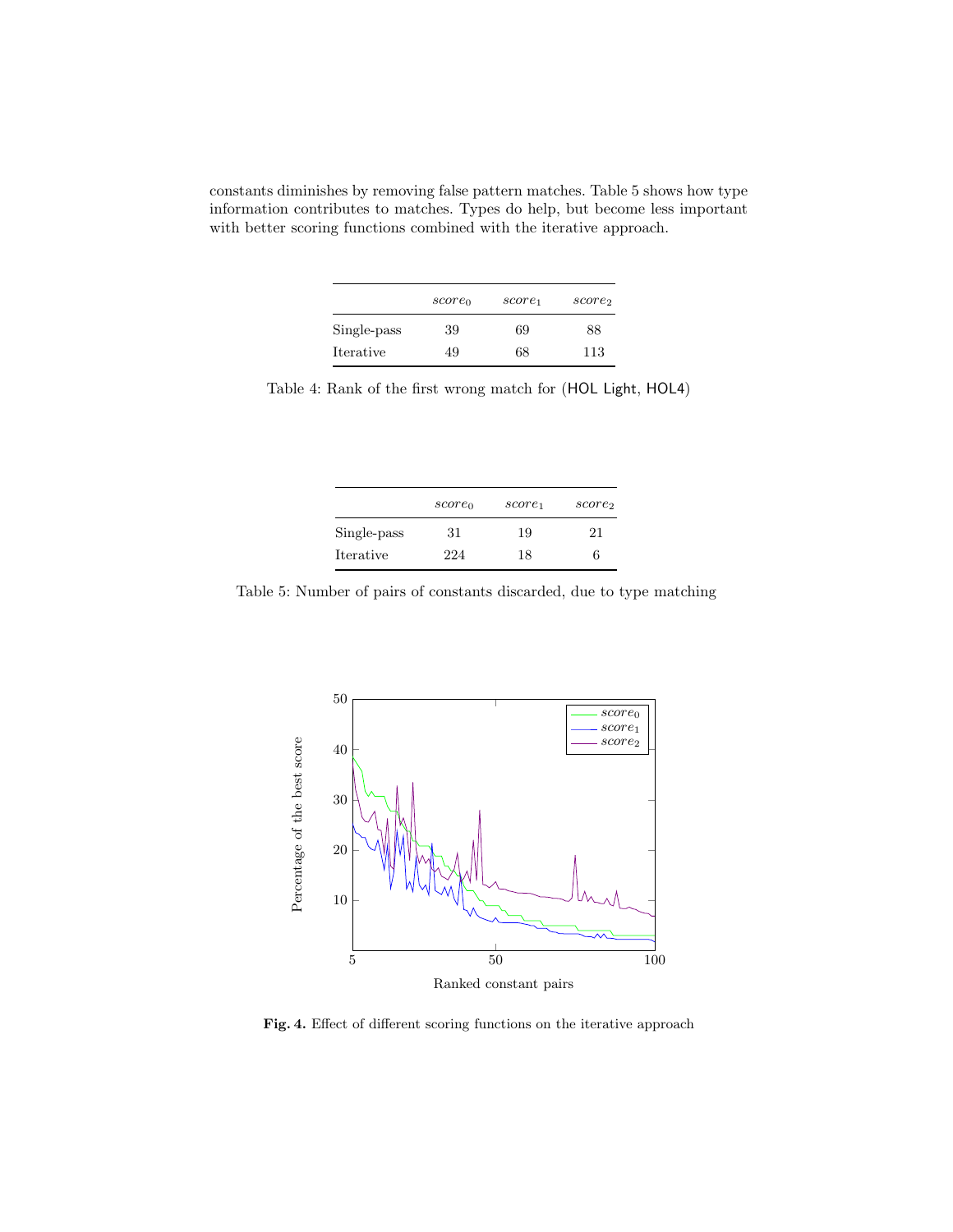constants diminishes by removing false pattern matches. Table 5 shows how type information contributes to matches. Types do help, but become less important with better scoring functions combined with the iterative approach.

| | $score_0$ | $score_1$ | $score_2$ |
|---|---|---|---|
| Single-pass | 39 | 69 | 88 |
| Iterative | 49 | 68 | 113 |

Table 4: Rank of the first wrong match for (HOL Light, HOL4)

| | $score_0$ | $score_1$ | $score_2$ |
|---|---|---|---|
| Single-pass | 31 | 19 | 21 |
| Iterative | 224 | 18 | 6 |

Table 5: Number of pairs of constants discarded, due to type matching

**Fig. 4.** Effect of different scoring functions on the iterative approach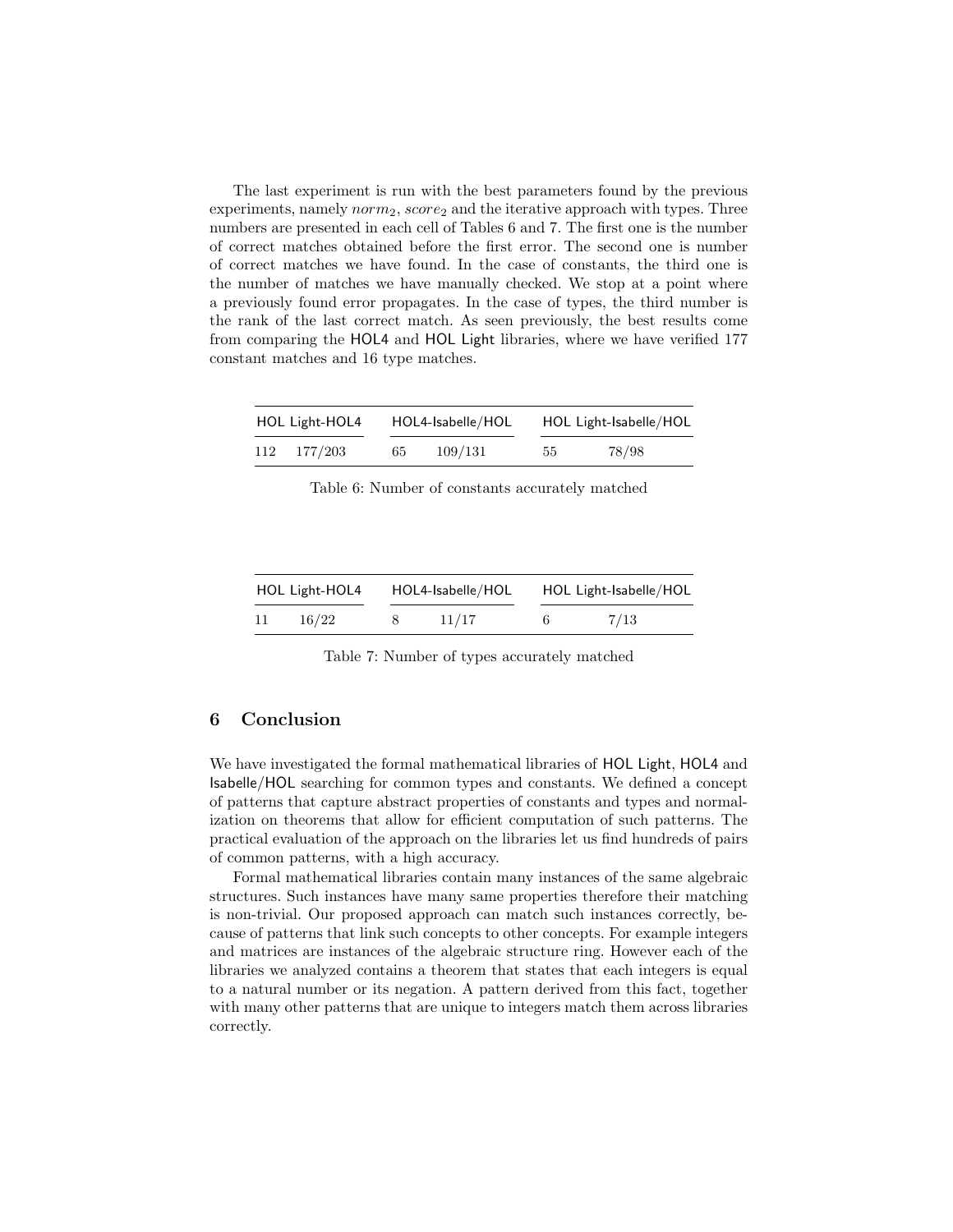The last experiment is run with the best parameters found by the previous experiments, namely $norm_2$, $score_2$ and the iterative approach with types. Three numbers are presented in each cell of Tables 6 and 7. The first one is the number of correct matches obtained before the first error. The second one is number of correct matches we have found. In the case of constants, the third one is the number of matches we have manually checked. We stop at a point where a previously found error propagates. In the case of types, the third number is the rank of the last correct match. As seen previously, the best results come from comparing the HOL4 and HOL Light libraries, where we have verified 177 constant matches and 16 type matches.

| HOL Light-HOL4 | | HOL4-Isabelle/HOL | | HOL Light-Isabelle/HOL | |
|---|---|---|---|---|---|
| 112 | 177/203 | 65 | 109/131 | 55 | 78/98 |

Table 6: Number of constants accurately matched

| HOL Light-HOL4 | | HOL4-Isabelle/HOL | | HOL Light-Isabelle/HOL | |
|---|---|---|---|---|---|
| 11 | 16/22 | 8 | 11/17 | 6 | 7/13 |

Table 7: Number of types accurately matched

## 6 Conclusion

We have investigated the formal mathematical libraries of HOL Light, HOL4 and Isabelle/HOL searching for common types and constants. We defined a concept of patterns that capture abstract properties of constants and types and normalization on theorems that allow for efficient computation of such patterns. The practical evaluation of the approach on the libraries let us find hundreds of pairs of common patterns, with a high accuracy.

Formal mathematical libraries contain many instances of the same algebraic structures. Such instances have many same properties therefore their matching is non-trivial. Our proposed approach can match such instances correctly, because of patterns that link such concepts to other concepts. For example integers and matrices are instances of the algebraic structure ring. However each of the libraries we analyzed contains a theorem that states that each integers is equal to a natural number or its negation. A pattern derived from this fact, together with many other patterns that are unique to integers match them across libraries correctly.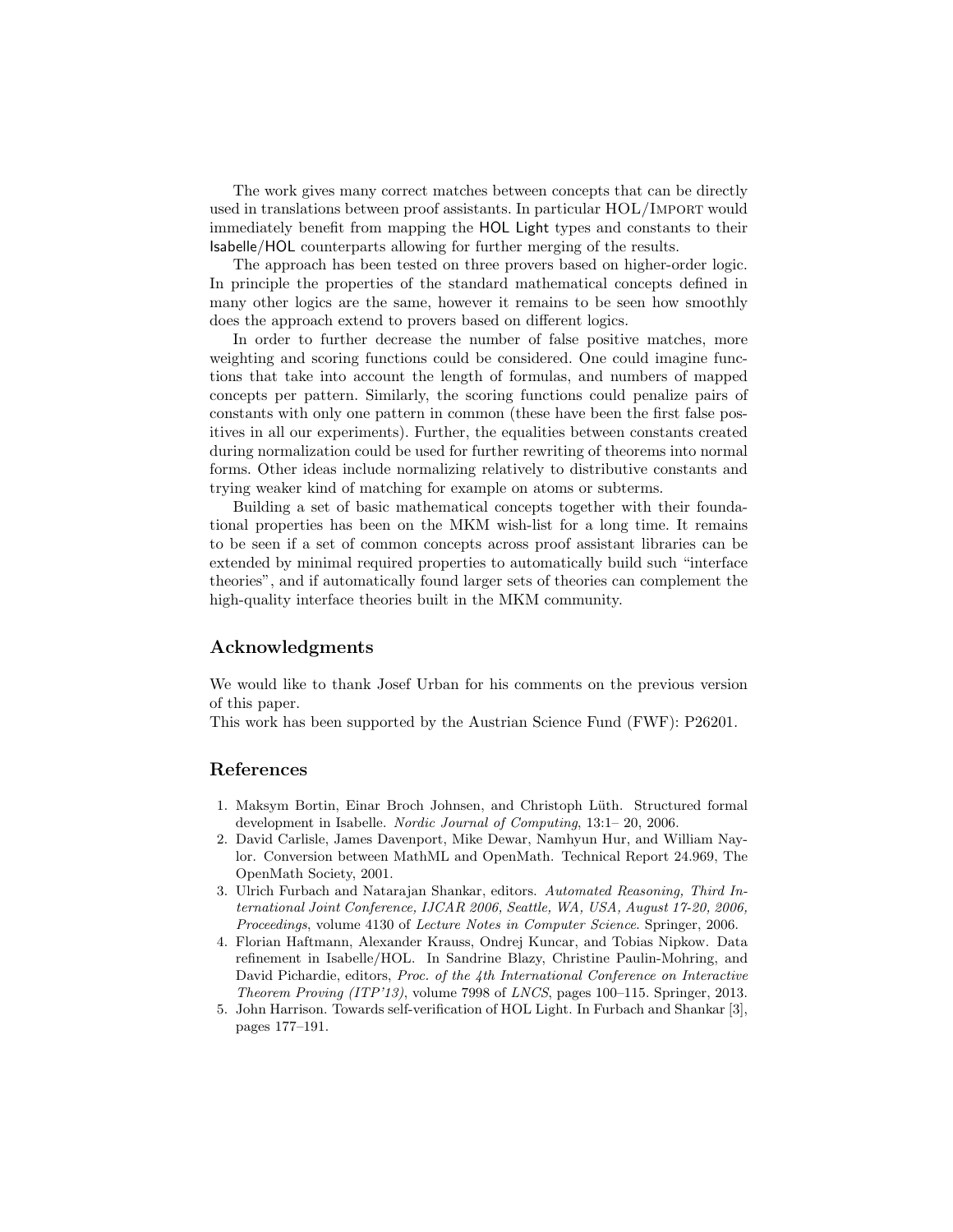The work gives many correct matches between concepts that can be directly used in translations between proof assistants. In particular HOL/IMPORT would immediately benefit from mapping the HOL Light types and constants to their Isabelle/HOL counterparts allowing for further merging of the results.

The approach has been tested on three provers based on higher-order logic. In principle the properties of the standard mathematical concepts defined in many other logics are the same, however it remains to be seen how smoothly does the approach extend to provers based on different logics.

In order to further decrease the number of false positive matches, more weighting and scoring functions could be considered. One could imagine functions that take into account the length of formulas, and numbers of mapped concepts per pattern. Similarly, the scoring functions could penalize pairs of constants with only one pattern in common (these have been the first false positives in all our experiments). Further, the equalities between constants created during normalization could be used for further rewriting of theorems into normal forms. Other ideas include normalizing relatively to distributive constants and trying weaker kind of matching for example on atoms or subterms.

Building a set of basic mathematical concepts together with their foundational properties has been on the MKM wish-list for a long time. It remains to be seen if a set of common concepts across proof assistant libraries can be extended by minimal required properties to automatically build such "interface theories", and if automatically found larger sets of theories can complement the high-quality interface theories built in the MKM community.

## Acknowledgments

We would like to thank Josef Urban for his comments on the previous version of this paper.
This work has been supported by the Austrian Science Fund (FWF): P26201.

## References

1. Maksym Bortin, Einar Broch Johnsen, and Christoph Lüth. Structured formal development in Isabelle. *Nordic Journal of Computing*, 13:1– 20, 2006.
2. David Carlisle, James Davenport, Mike Dewar, Namhyun Hur, and William Naylor. Conversion between MathML and OpenMath. Technical Report 24.969, The OpenMath Society, 2001.
3. Ulrich Furbach and Natarajan Shankar, editors. *Automated Reasoning, Third International Joint Conference, IJCAR 2006, Seattle, WA, USA, August 17-20, 2006, Proceedings*, volume 4130 of *Lecture Notes in Computer Science*. Springer, 2006.
4. Florian Haftmann, Alexander Krauss, Ondrej Kuncar, and Tobias Nipkow. Data refinement in Isabelle/HOL. In Sandrine Blazy, Christine Paulin-Mohring, and David Pichardie, editors, *Proc. of the 4th International Conference on Interactive Theorem Proving (ITP'13)*, volume 7998 of *LNCS*, pages 100–115. Springer, 2013.
5. John Harrison. Towards self-verification of HOL Light. In Furbach and Shankar [3], pages 177–191.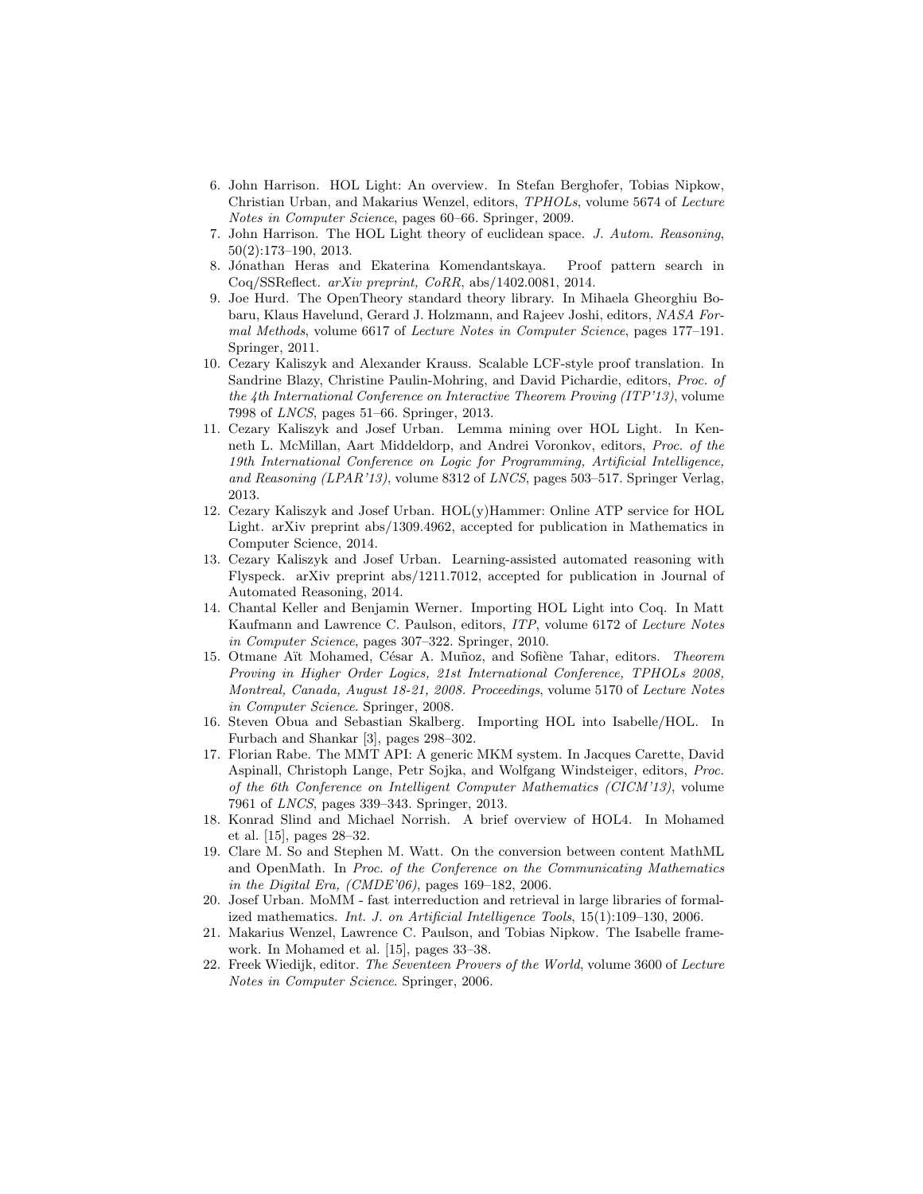6. John Harrison. HOL Light: An overview. In Stefan Berghofer, Tobias Nipkow, Christian Urban, and Makarius Wenzel, editors, *TPHOLs*, volume 5674 of *Lecture Notes in Computer Science*, pages 60–66. Springer, 2009.
7. John Harrison. The HOL Light theory of euclidean space. *J. Autom. Reasoning*, 50(2):173–190, 2013.
8. Jónathan Heras and Ekaterina Komendantskaya. Proof pattern search in Coq/SSReflect. *arXiv preprint, CoRR*, abs/1402.0081, 2014.
9. Joe Hurd. The OpenTheory standard theory library. In Mihaela Gheorghiu Bobaru, Klaus Havelund, Gerard J. Holzmann, and Rajeev Joshi, editors, *NASA Formal Methods*, volume 6617 of *Lecture Notes in Computer Science*, pages 177–191. Springer, 2011.
10. Cezary Kaliszyk and Alexander Krauss. Scalable LCF-style proof translation. In Sandrine Blazy, Christine Paulin-Mohring, and David Pichardie, editors, *Proc. of the 4th International Conference on Interactive Theorem Proving (ITP'13)*, volume 7998 of *LNCS*, pages 51–66. Springer, 2013.
11. Cezary Kaliszyk and Josef Urban. Lemma mining over HOL Light. In Kenneth L. McMillan, Aart Middeldorp, and Andrei Voronkov, editors, *Proc. of the 19th International Conference on Logic for Programming, Artificial Intelligence, and Reasoning (LPAR'13)*, volume 8312 of *LNCS*, pages 503–517. Springer Verlag, 2013.
12. Cezary Kaliszyk and Josef Urban. HOL(y)Hammer: Online ATP service for HOL Light. arXiv preprint abs/1309.4962, accepted for publication in Mathematics in Computer Science, 2014.
13. Cezary Kaliszyk and Josef Urban. Learning-assisted automated reasoning with Flyspeck. arXiv preprint abs/1211.7012, accepted for publication in Journal of Automated Reasoning, 2014.
14. Chantal Keller and Benjamin Werner. Importing HOL Light into Coq. In Matt Kaufmann and Lawrence C. Paulson, editors, *ITP*, volume 6172 of *Lecture Notes in Computer Science*, pages 307–322. Springer, 2010.
15. Otmane Aït Mohamed, César A. Muñoz, and Sofiène Tahar, editors. *Theorem Proving in Higher Order Logics, 21st International Conference, TPHOLs 2008, Montreal, Canada, August 18-21, 2008. Proceedings*, volume 5170 of *Lecture Notes in Computer Science*. Springer, 2008.
16. Steven Obua and Sebastian Skalberg. Importing HOL into Isabelle/HOL. In Furbach and Shankar [3], pages 298–302.
17. Florian Rabe. The MMT API: A generic MKM system. In Jacques Carette, David Aspinall, Christoph Lange, Petr Sojka, and Wolfgang Windsteiger, editors, *Proc. of the 6th Conference on Intelligent Computer Mathematics (CICM'13)*, volume 7961 of *LNCS*, pages 339–343. Springer, 2013.
18. Konrad Slind and Michael Norrish. A brief overview of HOL4. In Mohamed et al. [15], pages 28–32.
19. Clare M. So and Stephen M. Watt. On the conversion between content MathML and OpenMath. In *Proc. of the Conference on the Communicating Mathematics in the Digital Era, (CMDE'06)*, pages 169–182, 2006.
20. Josef Urban. MoMM - fast interreduction and retrieval in large libraries of formalized mathematics. *Int. J. on Artificial Intelligence Tools*, 15(1):109–130, 2006.
21. Makarius Wenzel, Lawrence C. Paulson, and Tobias Nipkow. The Isabelle framework. In Mohamed et al. [15], pages 33–38.
22. Freek Wiedijk, editor. *The Seventeen Provers of the World*, volume 3600 of *Lecture Notes in Computer Science*. Springer, 2006.